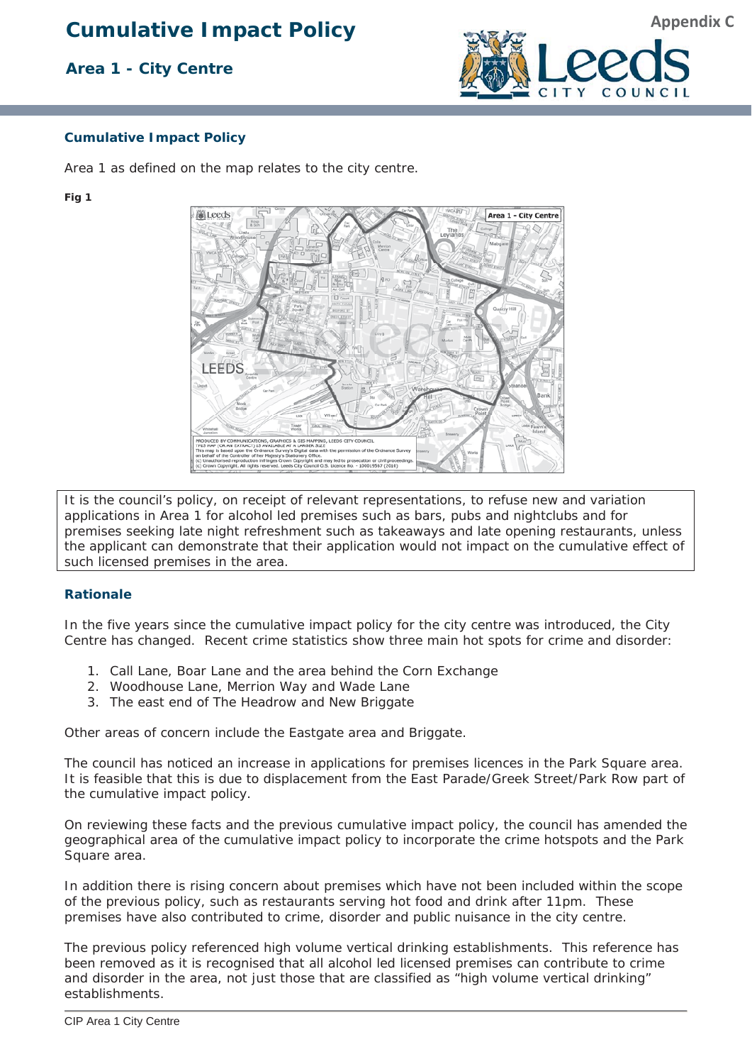Appendix C

# Cumulative Impact Policy

## Area 1 - City Centre

### Cumulative Impact Policy

Area 1 as defined on the map relates to the city centre.

**Fig 1**

It is the council's policy, on receipt of relevant representations, to refuse new and variation applications in Area 1 for alcohol led premises such as bars, pubs and nightclubs and for premises seeking late night refreshment such as takeaways and late opening restaurants, unless the applicant can demonstrate that their application would not impact on the cumulative effect of such licensed premises in the area.

### Rationale

In the five years since the cumulative impact policy for the city centre was introduced, the City Centre has changed. Recent crime statistics show three main hot spots for crime and disorder:

1. Call Lane, Boar Lane and the area behind the Corn Exchange
2. Woodhouse Lane, Merrion Way and Wade Lane
3. The east end of The Headrow and New Briggate

Other areas of concern include the Eastgate area and Briggate.

The council has noticed an increase in applications for premises licences in the Park Square area. It is feasible that this is due to displacement from the East Parade/Greek Street/Park Row part of the cumulative impact policy.

On reviewing these facts and the previous cumulative impact policy, the council has amended the geographical area of the cumulative impact policy to incorporate the crime hotspots and the Park Square area.

In addition there is rising concern about premises which have not been included within the scope of the previous policy, such as restaurants serving hot food and drink after 11pm. These premises have also contributed to crime, disorder and public nuisance in the city centre.

The previous policy referenced high volume vertical drinking establishments. This reference has been removed as it is recognised that all alcohol led licensed premises can contribute to crime and disorder in the area, not just those that are classified as "high volume vertical drinking" establishments.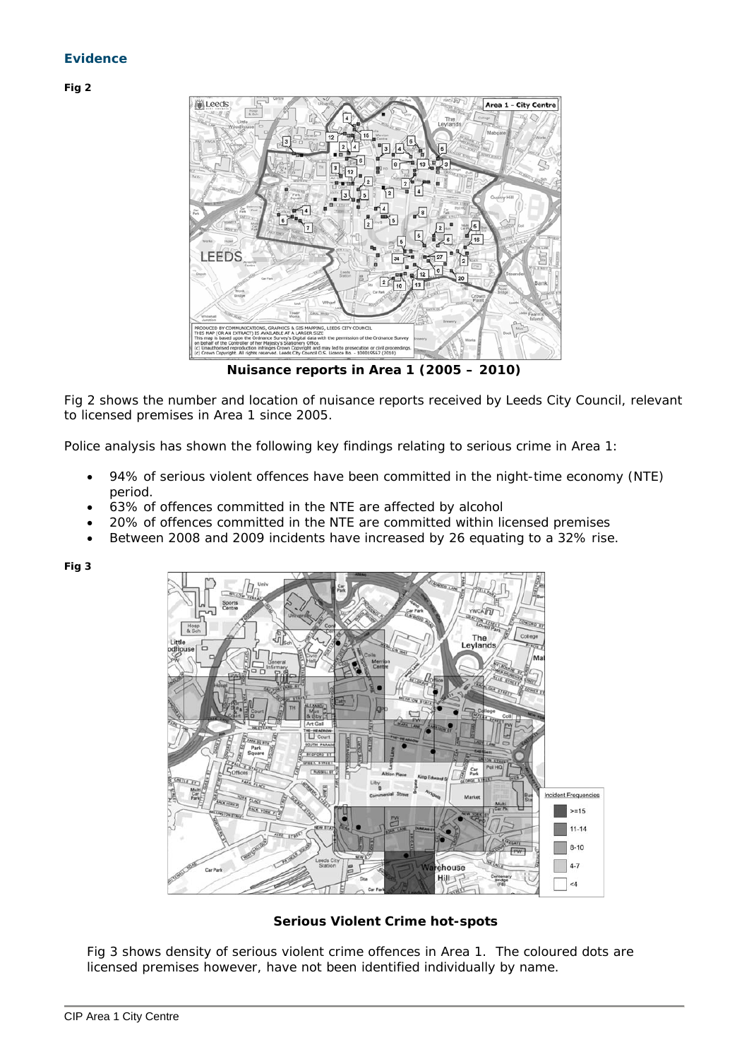## Evidence

**Fig 2**

**Nuisance reports in Area 1 (2005 – 2010)**

Fig 2 shows the number and location of nuisance reports received by Leeds City Council, relevant to licensed premises in Area 1 since 2005.

Police analysis has shown the following key findings relating to serious crime in Area 1:

- 94% of serious violent offences have been committed in the night-time economy (NTE) period.
- 63% of offences committed in the NTE are affected by alcohol
- 20% of offences committed in the NTE are committed within licensed premises
- Between 2008 and 2009 incidents have increased by 26 equating to a 32% rise.

**Fig 3**

**Serious Violent Crime hot-spots**

Fig 3 shows density of serious violent crime offences in Area 1. The coloured dots are licensed premises however, have not been identified individually by name.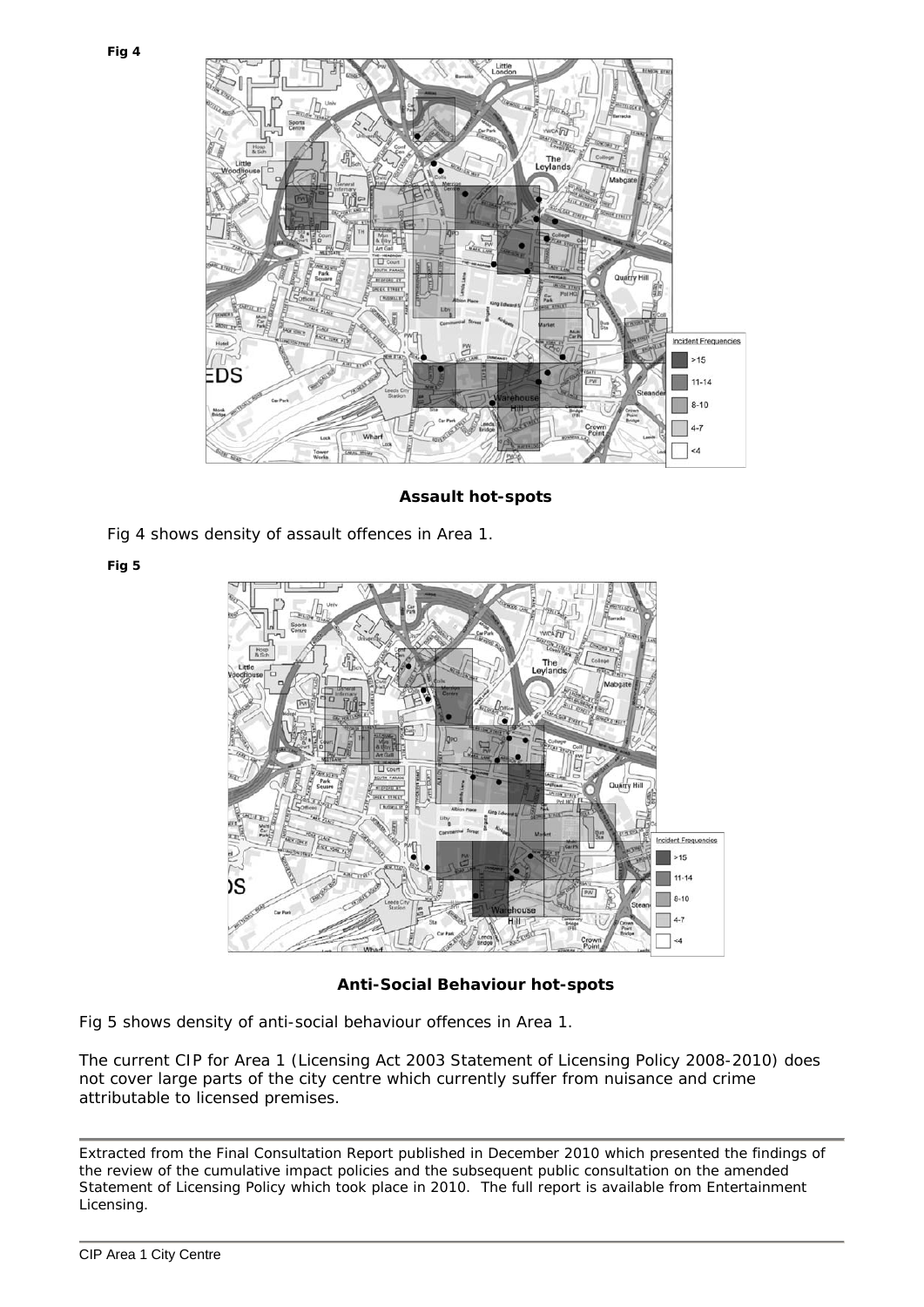**Fig 4**

Incident Frequencies
>15
11-14
8-10
4-7
<4

**Assault hot-spots**

Fig 4 shows density of assault offences in Area 1.

**Fig 5**

Incident Frequencies
>15
11-14
8-10
4-7
<4

**Anti-Social Behaviour hot-spots**

Fig 5 shows density of anti-social behaviour offences in Area 1.

The current CIP for Area 1 (Licensing Act 2003 Statement of Licensing Policy 2008-2010) does not cover large parts of the city centre which currently suffer from nuisance and crime attributable to licensed premises.

---

Extracted from the Final Consultation Report published in December 2010 which presented the findings of the review of the cumulative impact policies and the subsequent public consultation on the amended Statement of Licensing Policy which took place in 2010. The full report is available from Entertainment Licensing.